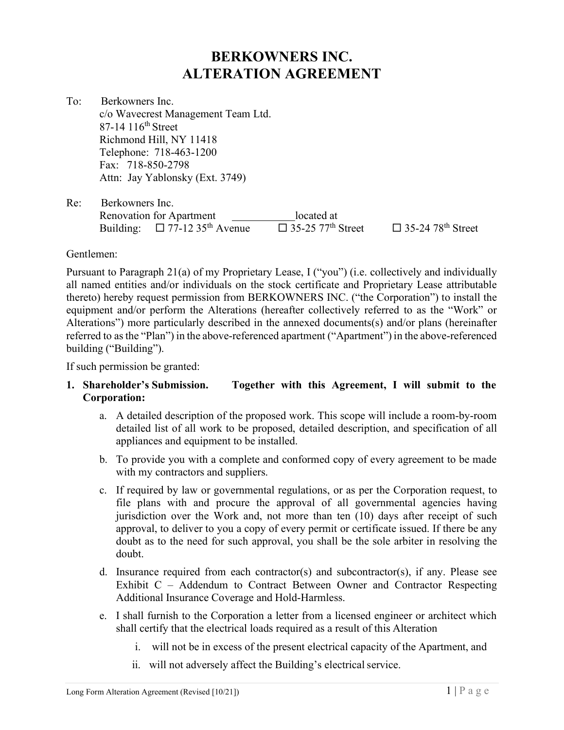# BERKOWNERS INC.
# ALTERATION AGREEMENT

To: Berkowners Inc.
c/o Wavecrest Management Team Ltd.
87-14 116th Street
Richmond Hill, NY 11418
Telephone: 718-463-1200
Fax: 718-850-2798
Attn: Jay Yablonsky (Ext. 3749)

Re: Berkowners Inc.
Renovation for Apartment ____________ located at
Building: ☐ 77-12 35th Avenue ☐ 35-25 77th Street ☐ 35-24 78th Street

Gentlemen:

Pursuant to Paragraph 21(a) of my Proprietary Lease, I ("you") (i.e. collectively and individually all named entities and/or individuals on the stock certificate and Proprietary Lease attributable thereto) hereby request permission from BERKOWNERS INC. ("the Corporation") to install the equipment and/or perform the Alterations (hereafter collectively referred to as the "Work" or Alterations") more particularly described in the annexed documents(s) and/or plans (hereinafter referred to as the "Plan") in the above-referenced apartment ("Apartment") in the above-referenced building ("Building").

If such permission be granted:

1. **Shareholder's Submission. Together with this Agreement, I will submit to the Corporation:**
   a. A detailed description of the proposed work. This scope will include a room-by-room detailed list of all work to be proposed, detailed description, and specification of all appliances and equipment to be installed.
   b. To provide you with a complete and conformed copy of every agreement to be made with my contractors and suppliers.
   c. If required by law or governmental regulations, or as per the Corporation request, to file plans with and procure the approval of all governmental agencies having jurisdiction over the Work and, not more than ten (10) days after receipt of such approval, to deliver to you a copy of every permit or certificate issued. If there be any doubt as to the need for such approval, you shall be the sole arbiter in resolving the doubt.
   d. Insurance required from each contractor(s) and subcontractor(s), if any. Please see Exhibit C – Addendum to Contract Between Owner and Contractor Respecting Additional Insurance Coverage and Hold-Harmless.
   e. I shall furnish to the Corporation a letter from a licensed engineer or architect which shall certify that the electrical loads required as a result of this Alteration
      i. will not be in excess of the present electrical capacity of the Apartment, and
      ii. will not adversely affect the Building's electrical service.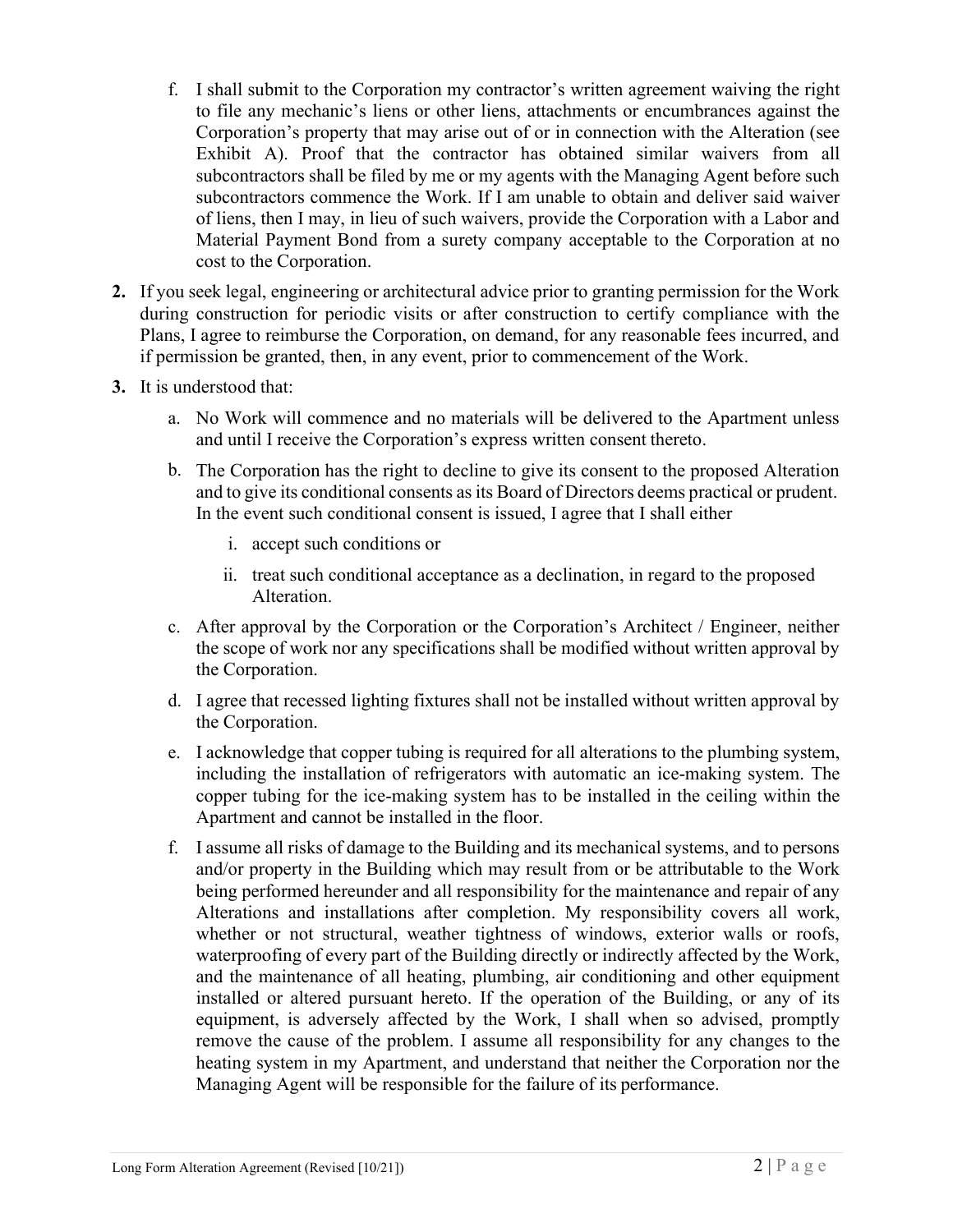f. I shall submit to the Corporation my contractor's written agreement waiving the right to file any mechanic's liens or other liens, attachments or encumbrances against the Corporation's property that may arise out of or in connection with the Alteration (see Exhibit A). Proof that the contractor has obtained similar waivers from all subcontractors shall be filed by me or my agents with the Managing Agent before such subcontractors commence the Work. If I am unable to obtain and deliver said waiver of liens, then I may, in lieu of such waivers, provide the Corporation with a Labor and Material Payment Bond from a surety company acceptable to the Corporation at no cost to the Corporation.

**2.** If you seek legal, engineering or architectural advice prior to granting permission for the Work during construction for periodic visits or after construction to certify compliance with the Plans, I agree to reimburse the Corporation, on demand, for any reasonable fees incurred, and if permission be granted, then, in any event, prior to commencement of the Work.

**3.** It is understood that:

a. No Work will commence and no materials will be delivered to the Apartment unless and until I receive the Corporation's express written consent thereto.

b. The Corporation has the right to decline to give its consent to the proposed Alteration and to give its conditional consents as its Board of Directors deems practical or prudent. In the event such conditional consent is issued, I agree that I shall either

   i. accept such conditions or

   ii. treat such conditional acceptance as a declination, in regard to the proposed Alteration.

c. After approval by the Corporation or the Corporation's Architect / Engineer, neither the scope of work nor any specifications shall be modified without written approval by the Corporation.

d. I agree that recessed lighting fixtures shall not be installed without written approval by the Corporation.

e. I acknowledge that copper tubing is required for all alterations to the plumbing system, including the installation of refrigerators with automatic an ice-making system. The copper tubing for the ice-making system has to be installed in the ceiling within the Apartment and cannot be installed in the floor.

f. I assume all risks of damage to the Building and its mechanical systems, and to persons and/or property in the Building which may result from or be attributable to the Work being performed hereunder and all responsibility for the maintenance and repair of any Alterations and installations after completion. My responsibility covers all work, whether or not structural, weather tightness of windows, exterior walls or roofs, waterproofing of every part of the Building directly or indirectly affected by the Work, and the maintenance of all heating, plumbing, air conditioning and other equipment installed or altered pursuant hereto. If the operation of the Building, or any of its equipment, is adversely affected by the Work, I shall when so advised, promptly remove the cause of the problem. I assume all responsibility for any changes to the heating system in my Apartment, and understand that neither the Corporation nor the Managing Agent will be responsible for the failure of its performance.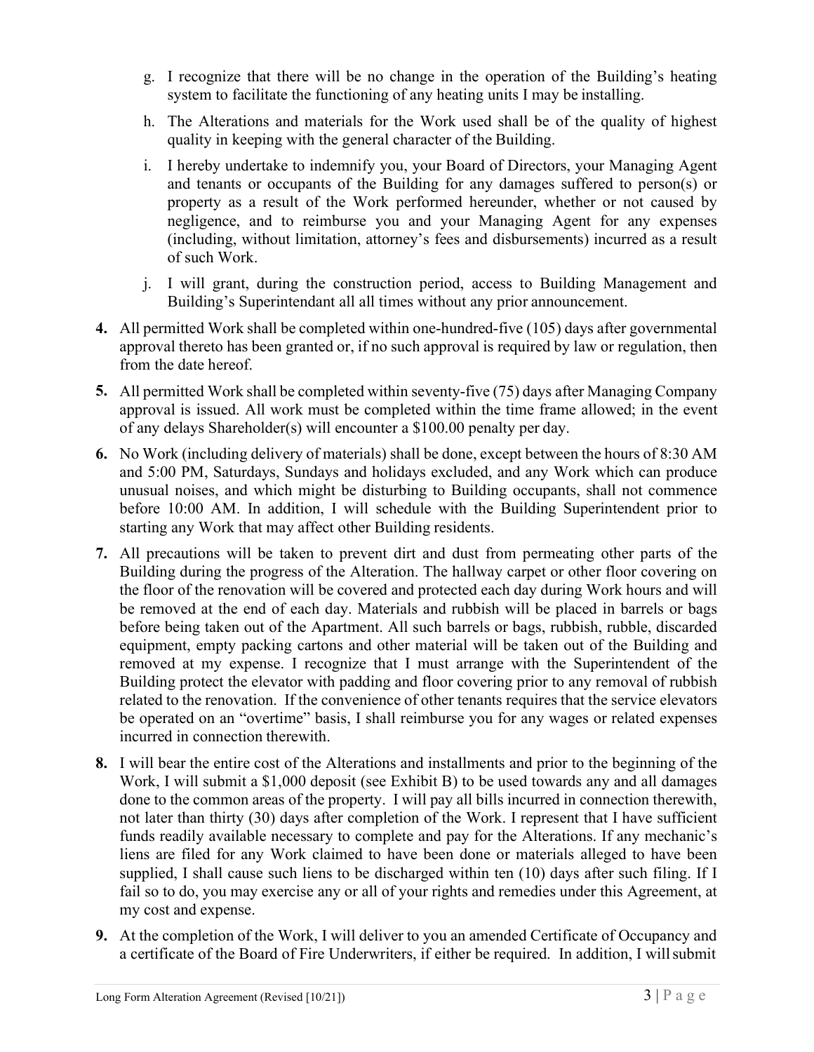g. I recognize that there will be no change in the operation of the Building's heating system to facilitate the functioning of any heating units I may be installing.

h. The Alterations and materials for the Work used shall be of the quality of highest quality in keeping with the general character of the Building.

i. I hereby undertake to indemnify you, your Board of Directors, your Managing Agent and tenants or occupants of the Building for any damages suffered to person(s) or property as a result of the Work performed hereunder, whether or not caused by negligence, and to reimburse you and your Managing Agent for any expenses (including, without limitation, attorney's fees and disbursements) incurred as a result of such Work.

j. I will grant, during the construction period, access to Building Management and Building's Superintendant all all times without any prior announcement.

**4.** All permitted Work shall be completed within one-hundred-five (105) days after governmental approval thereto has been granted or, if no such approval is required by law or regulation, then from the date hereof.

**5.** All permitted Work shall be completed within seventy-five (75) days after Managing Company approval is issued. All work must be completed within the time frame allowed; in the event of any delays Shareholder(s) will encounter a $100.00 penalty per day.

**6.** No Work (including delivery of materials) shall be done, except between the hours of 8:30 AM and 5:00 PM, Saturdays, Sundays and holidays excluded, and any Work which can produce unusual noises, and which might be disturbing to Building occupants, shall not commence before 10:00 AM. In addition, I will schedule with the Building Superintendent prior to starting any Work that may affect other Building residents.

**7.** All precautions will be taken to prevent dirt and dust from permeating other parts of the Building during the progress of the Alteration. The hallway carpet or other floor covering on the floor of the renovation will be covered and protected each day during Work hours and will be removed at the end of each day. Materials and rubbish will be placed in barrels or bags before being taken out of the Apartment. All such barrels or bags, rubbish, rubble, discarded equipment, empty packing cartons and other material will be taken out of the Building and removed at my expense. I recognize that I must arrange with the Superintendent of the Building protect the elevator with padding and floor covering prior to any removal of rubbish related to the renovation. If the convenience of other tenants requires that the service elevators be operated on an "overtime" basis, I shall reimburse you for any wages or related expenses incurred in connection therewith.

**8.** I will bear the entire cost of the Alterations and installments and prior to the beginning of the Work, I will submit a $1,000 deposit (see Exhibit B) to be used towards any and all damages done to the common areas of the property. I will pay all bills incurred in connection therewith, not later than thirty (30) days after completion of the Work. I represent that I have sufficient funds readily available necessary to complete and pay for the Alterations. If any mechanic's liens are filed for any Work claimed to have been done or materials alleged to have been supplied, I shall cause such liens to be discharged within ten (10) days after such filing. If I fail so to do, you may exercise any or all of your rights and remedies under this Agreement, at my cost and expense.

**9.** At the completion of the Work, I will deliver to you an amended Certificate of Occupancy and a certificate of the Board of Fire Underwriters, if either be required. In addition, I will submit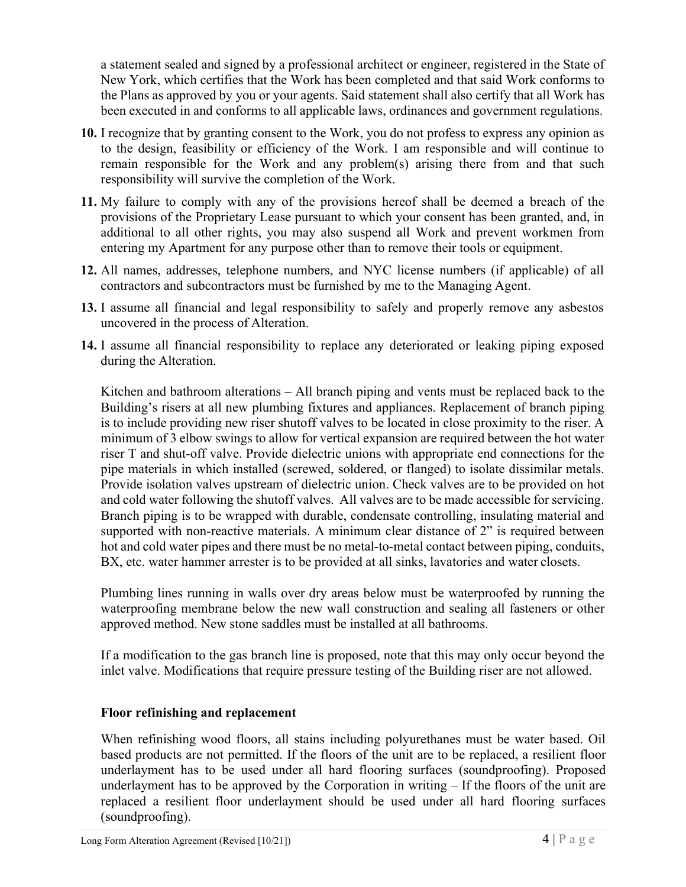a statement sealed and signed by a professional architect or engineer, registered in the State of New York, which certifies that the Work has been completed and that said Work conforms to the Plans as approved by you or your agents. Said statement shall also certify that all Work has been executed in and conforms to all applicable laws, ordinances and government regulations.

**10.** I recognize that by granting consent to the Work, you do not profess to express any opinion as to the design, feasibility or efficiency of the Work. I am responsible and will continue to remain responsible for the Work and any problem(s) arising there from and that such responsibility will survive the completion of the Work.

**11.** My failure to comply with any of the provisions hereof shall be deemed a breach of the provisions of the Proprietary Lease pursuant to which your consent has been granted, and, in additional to all other rights, you may also suspend all Work and prevent workmen from entering my Apartment for any purpose other than to remove their tools or equipment.

**12.** All names, addresses, telephone numbers, and NYC license numbers (if applicable) of all contractors and subcontractors must be furnished by me to the Managing Agent.

**13.** I assume all financial and legal responsibility to safely and properly remove any asbestos uncovered in the process of Alteration.

**14.** I assume all financial responsibility to replace any deteriorated or leaking piping exposed during the Alteration.

Kitchen and bathroom alterations – All branch piping and vents must be replaced back to the Building's risers at all new plumbing fixtures and appliances. Replacement of branch piping is to include providing new riser shutoff valves to be located in close proximity to the riser. A minimum of 3 elbow swings to allow for vertical expansion are required between the hot water riser T and shut-off valve. Provide dielectric unions with appropriate end connections for the pipe materials in which installed (screwed, soldered, or flanged) to isolate dissimilar metals. Provide isolation valves upstream of dielectric union. Check valves are to be provided on hot and cold water following the shutoff valves. All valves are to be made accessible for servicing. Branch piping is to be wrapped with durable, condensate controlling, insulating material and supported with non-reactive materials. A minimum clear distance of 2" is required between hot and cold water pipes and there must be no metal-to-metal contact between piping, conduits, BX, etc. water hammer arrester is to be provided at all sinks, lavatories and water closets.

Plumbing lines running in walls over dry areas below must be waterproofed by running the waterproofing membrane below the new wall construction and sealing all fasteners or other approved method. New stone saddles must be installed at all bathrooms.

If a modification to the gas branch line is proposed, note that this may only occur beyond the inlet valve. Modifications that require pressure testing of the Building riser are not allowed.

**Floor refinishing and replacement**

When refinishing wood floors, all stains including polyurethanes must be water based. Oil based products are not permitted. If the floors of the unit are to be replaced, a resilient floor underlayment has to be used under all hard flooring surfaces (soundproofing). Proposed underlayment has to be approved by the Corporation in writing – If the floors of the unit are replaced a resilient floor underlayment should be used under all hard flooring surfaces (soundproofing).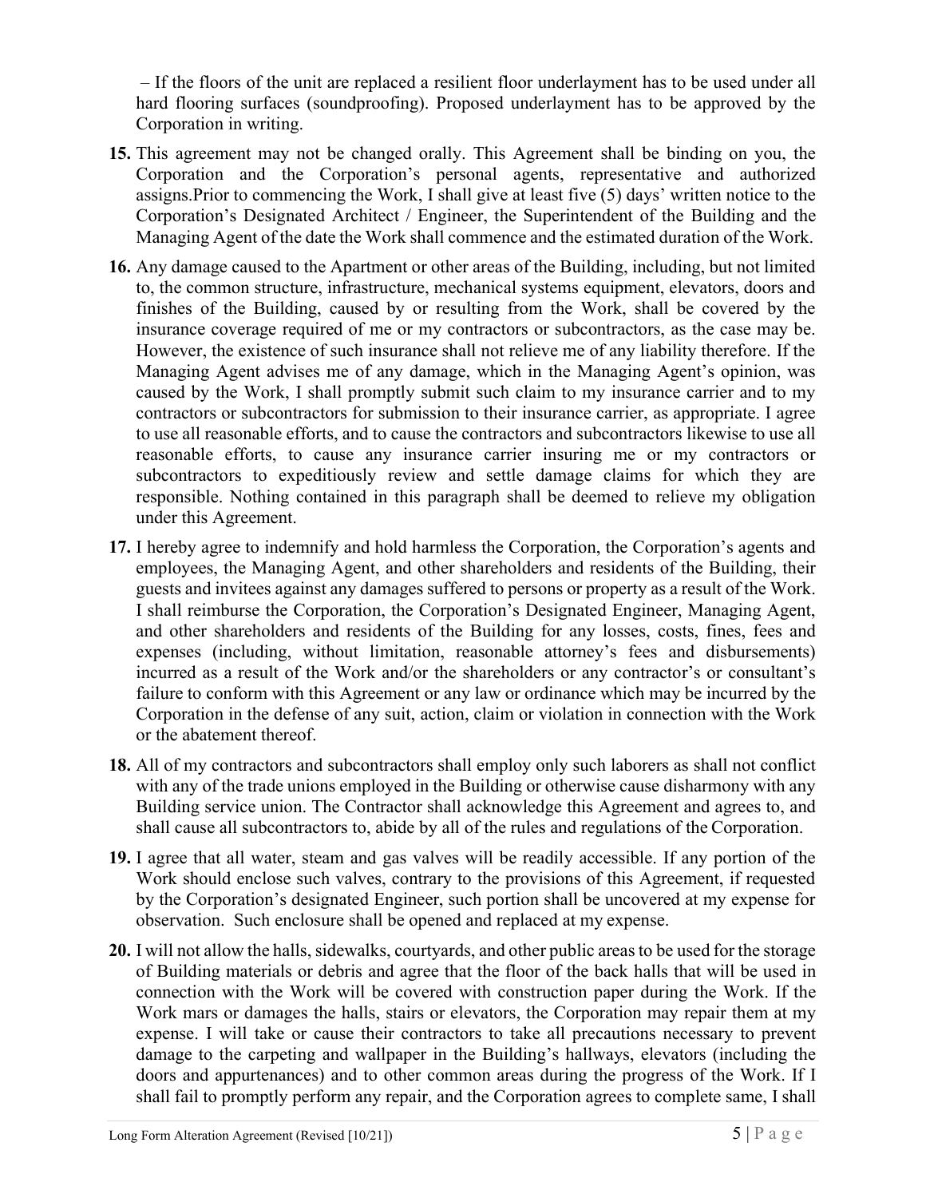– If the floors of the unit are replaced a resilient floor underlayment has to be used under all hard flooring surfaces (soundproofing). Proposed underlayment has to be approved by the Corporation in writing.

**15.** This agreement may not be changed orally. This Agreement shall be binding on you, the Corporation and the Corporation's personal agents, representative and authorized assigns.Prior to commencing the Work, I shall give at least five (5) days' written notice to the Corporation's Designated Architect / Engineer, the Superintendent of the Building and the Managing Agent of the date the Work shall commence and the estimated duration of the Work.

**16.** Any damage caused to the Apartment or other areas of the Building, including, but not limited to, the common structure, infrastructure, mechanical systems equipment, elevators, doors and finishes of the Building, caused by or resulting from the Work, shall be covered by the insurance coverage required of me or my contractors or subcontractors, as the case may be. However, the existence of such insurance shall not relieve me of any liability therefore. If the Managing Agent advises me of any damage, which in the Managing Agent's opinion, was caused by the Work, I shall promptly submit such claim to my insurance carrier and to my contractors or subcontractors for submission to their insurance carrier, as appropriate. I agree to use all reasonable efforts, and to cause the contractors and subcontractors likewise to use all reasonable efforts, to cause any insurance carrier insuring me or my contractors or subcontractors to expeditiously review and settle damage claims for which they are responsible. Nothing contained in this paragraph shall be deemed to relieve my obligation under this Agreement.

**17.** I hereby agree to indemnify and hold harmless the Corporation, the Corporation's agents and employees, the Managing Agent, and other shareholders and residents of the Building, their guests and invitees against any damages suffered to persons or property as a result of the Work. I shall reimburse the Corporation, the Corporation's Designated Engineer, Managing Agent, and other shareholders and residents of the Building for any losses, costs, fines, fees and expenses (including, without limitation, reasonable attorney's fees and disbursements) incurred as a result of the Work and/or the shareholders or any contractor's or consultant's failure to conform with this Agreement or any law or ordinance which may be incurred by the Corporation in the defense of any suit, action, claim or violation in connection with the Work or the abatement thereof.

**18.** All of my contractors and subcontractors shall employ only such laborers as shall not conflict with any of the trade unions employed in the Building or otherwise cause disharmony with any Building service union. The Contractor shall acknowledge this Agreement and agrees to, and shall cause all subcontractors to, abide by all of the rules and regulations of the Corporation.

**19.** I agree that all water, steam and gas valves will be readily accessible. If any portion of the Work should enclose such valves, contrary to the provisions of this Agreement, if requested by the Corporation's designated Engineer, such portion shall be uncovered at my expense for observation. Such enclosure shall be opened and replaced at my expense.

**20.** I will not allow the halls, sidewalks, courtyards, and other public areas to be used for the storage of Building materials or debris and agree that the floor of the back halls that will be used in connection with the Work will be covered with construction paper during the Work. If the Work mars or damages the halls, stairs or elevators, the Corporation may repair them at my expense. I will take or cause their contractors to take all precautions necessary to prevent damage to the carpeting and wallpaper in the Building's hallways, elevators (including the doors and appurtenances) and to other common areas during the progress of the Work. If I shall fail to promptly perform any repair, and the Corporation agrees to complete same, I shall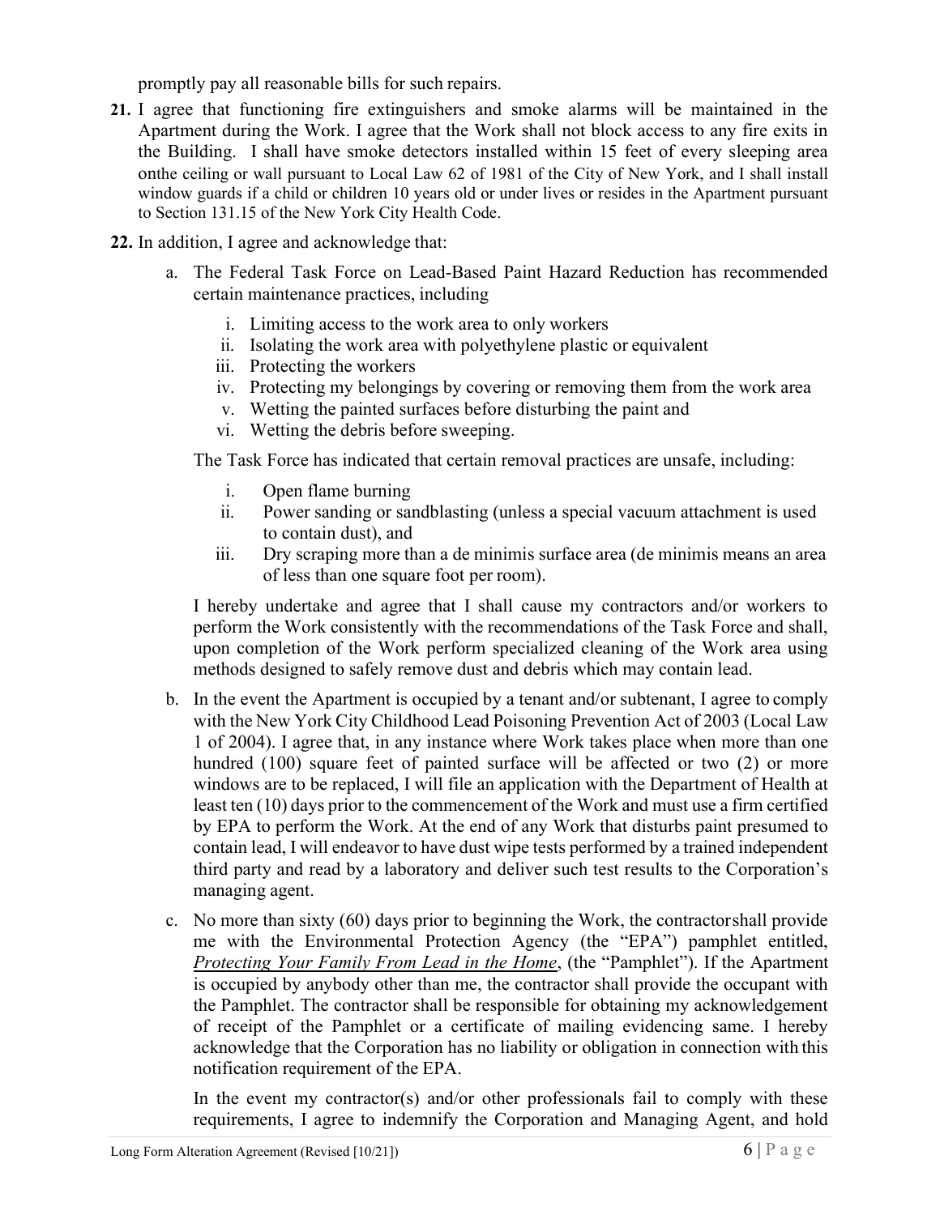promptly pay all reasonable bills for such repairs.

**21.** I agree that functioning fire extinguishers and smoke alarms will be maintained in the Apartment during the Work. I agree that the Work shall not block access to any fire exits in the Building. I shall have smoke detectors installed within 15 feet of every sleeping area onthe ceiling or wall pursuant to Local Law 62 of 1981 of the City of New York, and I shall install window guards if a child or children 10 years old or under lives or resides in the Apartment pursuant to Section 131.15 of the New York City Health Code.

**22.** In addition, I agree and acknowledge that:

a. The Federal Task Force on Lead-Based Paint Hazard Reduction has recommended certain maintenance practices, including

   i. Limiting access to the work area to only workers
   ii. Isolating the work area with polyethylene plastic or equivalent
   iii. Protecting the workers
   iv. Protecting my belongings by covering or removing them from the work area
   v. Wetting the painted surfaces before disturbing the paint and
   vi. Wetting the debris before sweeping.

   The Task Force has indicated that certain removal practices are unsafe, including:

   i. Open flame burning
   ii. Power sanding or sandblasting (unless a special vacuum attachment is used to contain dust), and
   iii. Dry scraping more than a de minimis surface area (de minimis means an area of less than one square foot per room).

   I hereby undertake and agree that I shall cause my contractors and/or workers to perform the Work consistently with the recommendations of the Task Force and shall, upon completion of the Work perform specialized cleaning of the Work area using methods designed to safely remove dust and debris which may contain lead.

b. In the event the Apartment is occupied by a tenant and/or subtenant, I agree to comply with the New York City Childhood Lead Poisoning Prevention Act of 2003 (Local Law 1 of 2004). I agree that, in any instance where Work takes place when more than one hundred (100) square feet of painted surface will be affected or two (2) or more windows are to be replaced, I will file an application with the Department of Health at least ten (10) days prior to the commencement of the Work and must use a firm certified by EPA to perform the Work. At the end of any Work that disturbs paint presumed to contain lead, I will endeavor to have dust wipe tests performed by a trained independent third party and read by a laboratory and deliver such test results to the Corporation's managing agent.

c. No more than sixty (60) days prior to beginning the Work, the contractorshall provide me with the Environmental Protection Agency (the "EPA") pamphlet entitled, ***Protecting Your Family From Lead in the Home***, (the "Pamphlet"). If the Apartment is occupied by anybody other than me, the contractor shall provide the occupant with the Pamphlet. The contractor shall be responsible for obtaining my acknowledgement of receipt of the Pamphlet or a certificate of mailing evidencing same. I hereby acknowledge that the Corporation has no liability or obligation in connection with this notification requirement of the EPA.

   In the event my contractor(s) and/or other professionals fail to comply with these requirements, I agree to indemnify the Corporation and Managing Agent, and hold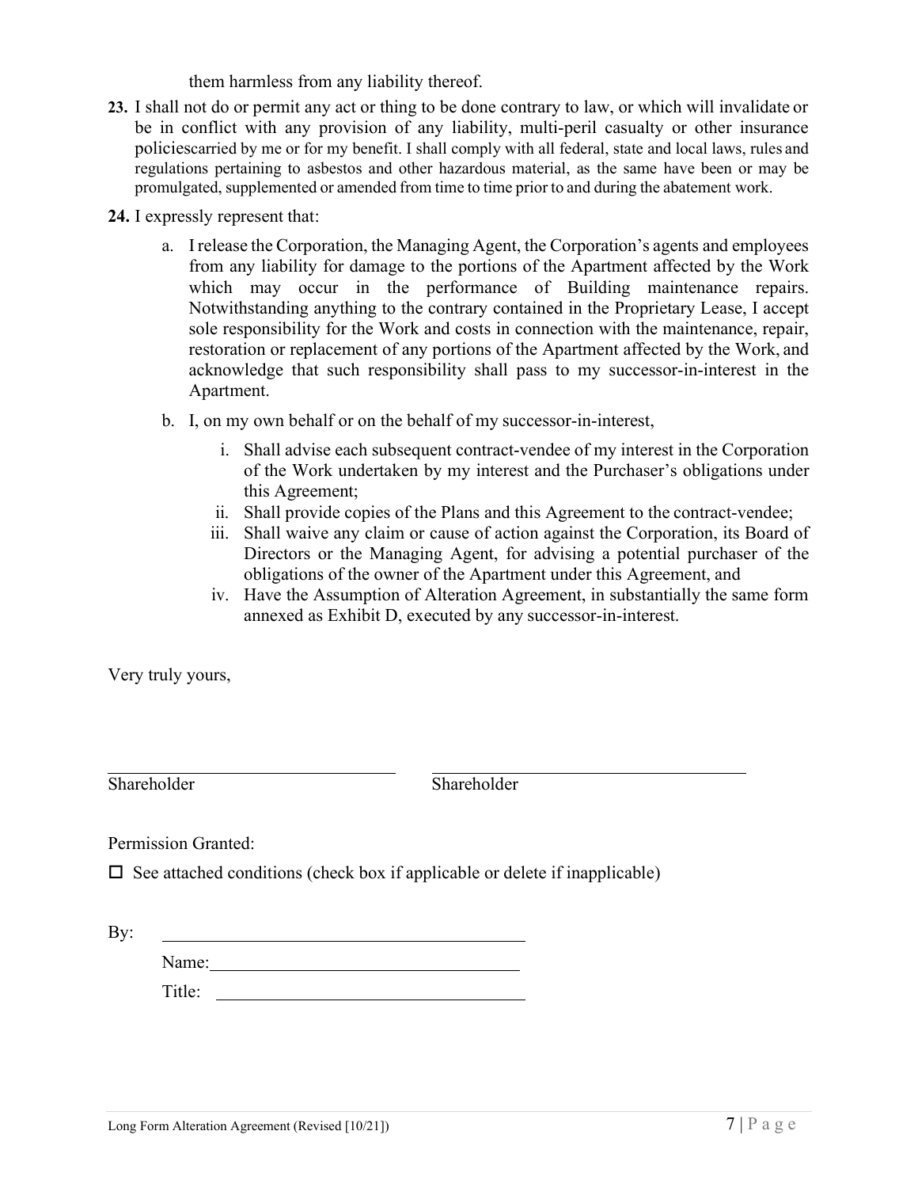them harmless from any liability thereof.

**23.** I shall not do or permit any act or thing to be done contrary to law, or which will invalidate or be in conflict with any provision of any liability, multi-peril casualty or other insurance policiescarried by me or for my benefit. I shall comply with all federal, state and local laws, rules and regulations pertaining to asbestos and other hazardous material, as the same have been or may be promulgated, supplemented or amended from time to time prior to and during the abatement work.

**24.** I expressly represent that:

a. I release the Corporation, the Managing Agent, the Corporation's agents and employees from any liability for damage to the portions of the Apartment affected by the Work which may occur in the performance of Building maintenance repairs. Notwithstanding anything to the contrary contained in the Proprietary Lease, I accept sole responsibility for the Work and costs in connection with the maintenance, repair, restoration or replacement of any portions of the Apartment affected by the Work, and acknowledge that such responsibility shall pass to my successor-in-interest in the Apartment.

b. I, on my own behalf or on the behalf of my successor-in-interest,

   i. Shall advise each subsequent contract-vendee of my interest in the Corporation of the Work undertaken by my interest and the Purchaser's obligations under this Agreement;
   
   ii. Shall provide copies of the Plans and this Agreement to the contract-vendee;
   
   iii. Shall waive any claim or cause of action against the Corporation, its Board of Directors or the Managing Agent, for advising a potential purchaser of the obligations of the owner of the Apartment under this Agreement, and
   
   iv. Have the Assumption of Alteration Agreement, in substantially the same form annexed as Exhibit D, executed by any successor-in-interest.

Very truly yours,

\_\_\_\_\_\_\_\_\_\_\_\_\_\_\_\_\_\_\_\_\_\_\_\_\_\_\_\_\_\_ \_\_\_\_\_\_\_\_\_\_\_\_\_\_\_\_\_\_\_\_\_\_\_\_\_\_\_\_\_\_

Shareholder Shareholder

Permission Granted:

☐ See attached conditions (check box if applicable or delete if inapplicable)

By: \_\_\_\_\_\_\_\_\_\_\_\_\_\_\_\_\_\_\_\_\_\_\_\_\_\_\_\_\_\_

Name: \_\_\_\_\_\_\_\_\_\_\_\_\_\_\_\_\_\_\_\_\_\_\_\_\_\_\_\_\_\_

Title: \_\_\_\_\_\_\_\_\_\_\_\_\_\_\_\_\_\_\_\_\_\_\_\_\_\_\_\_\_\_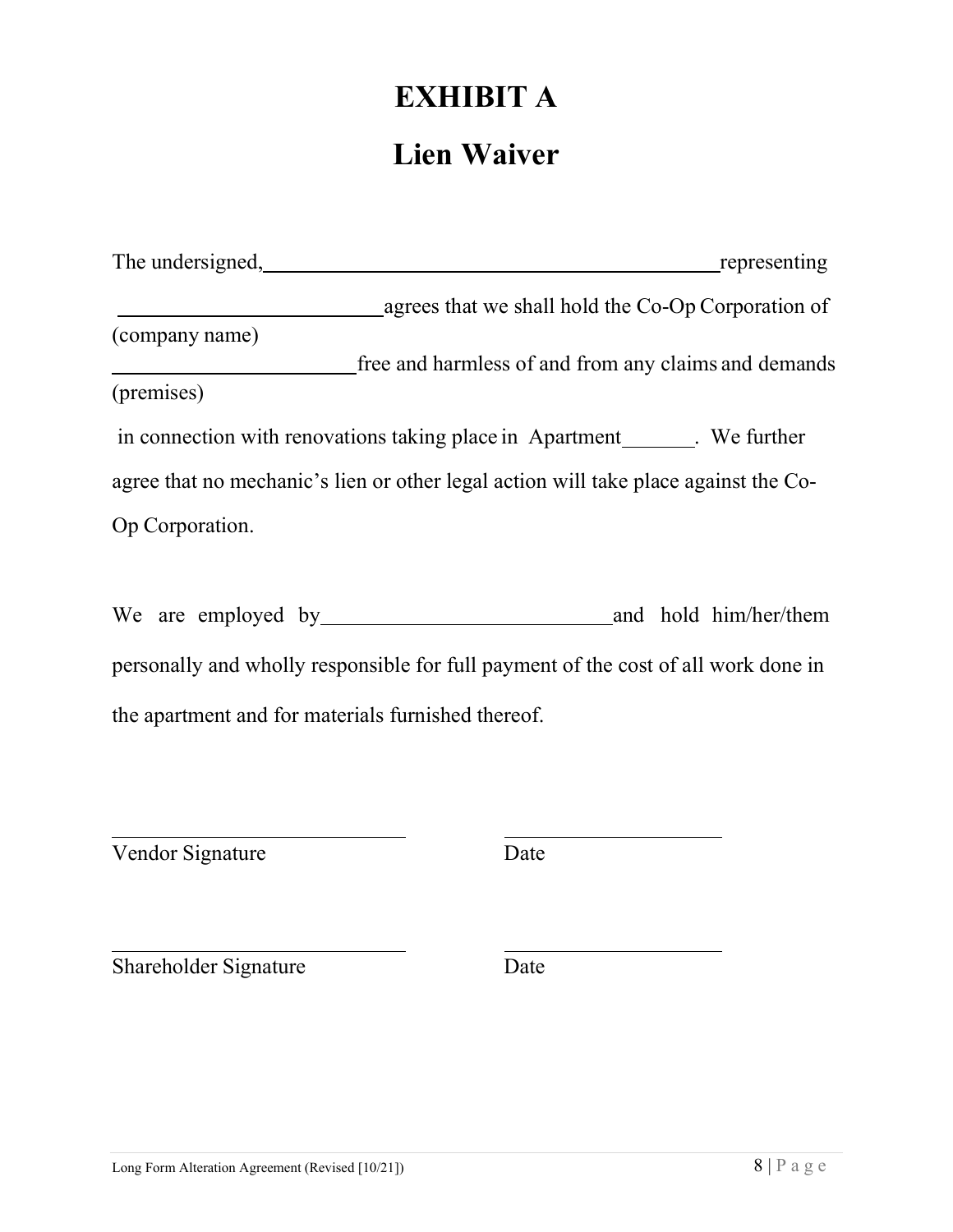# EXHIBIT A

# Lien Waiver

The undersigned, _____________________________________________ representing

_________________________ agrees that we shall hold the Co-Op Corporation of
(company name)

_______________________ free and harmless of and from any claims and demands
(premises)

in connection with renovations taking place in Apartment_______. We further agree that no mechanic's lien or other legal action will take place against the Co-Op Corporation.

We are employed by___________________________ and hold him/her/them personally and wholly responsible for full payment of the cost of all work done in the apartment and for materials furnished thereof.

____________________________ &nbsp;&nbsp;&nbsp;&nbsp; ____________________
Vendor Signature &nbsp;&nbsp;&nbsp;&nbsp; Date

____________________________ &nbsp;&nbsp;&nbsp;&nbsp; ____________________
Shareholder Signature &nbsp;&nbsp;&nbsp;&nbsp; Date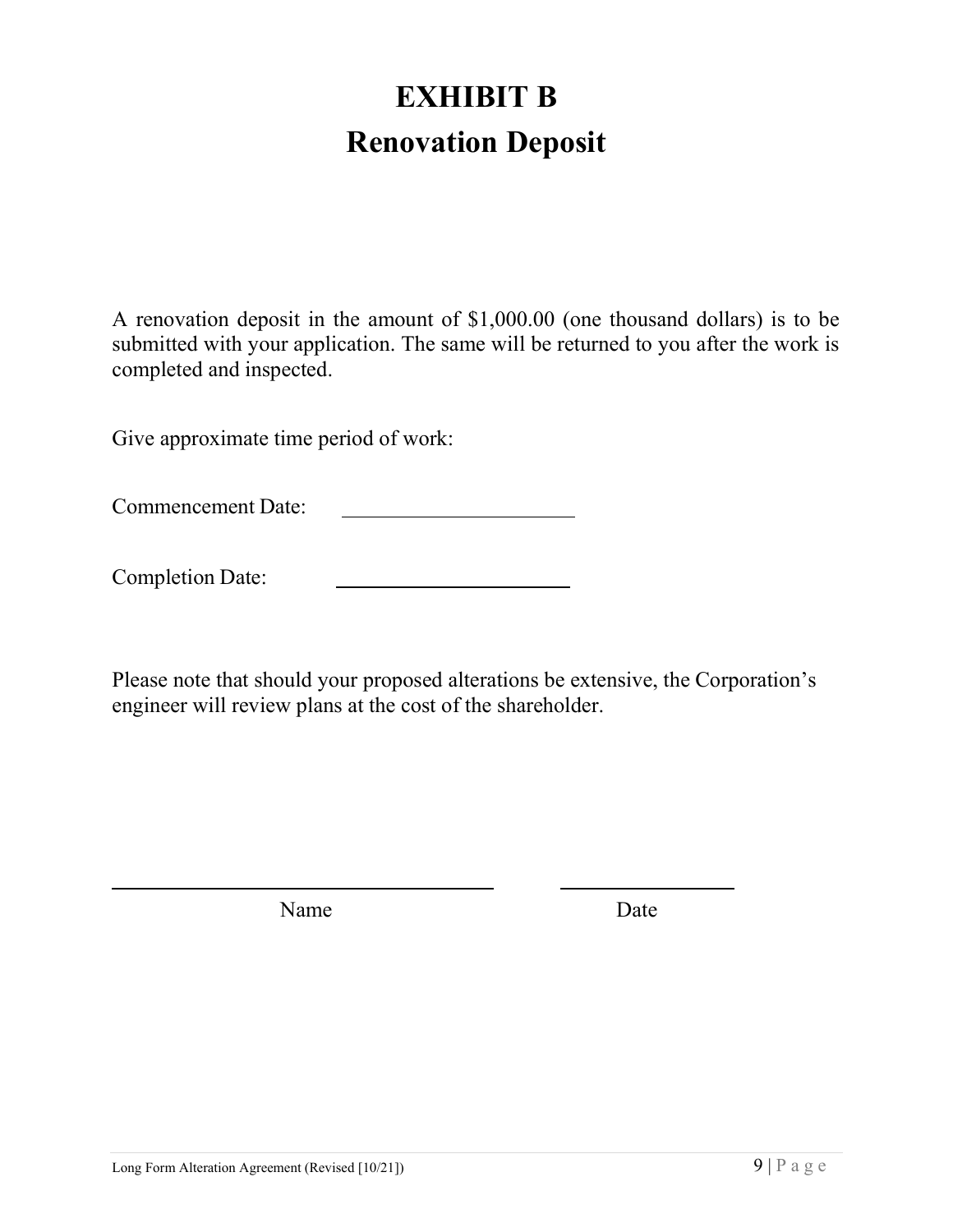# EXHIBIT B
# Renovation Deposit

A renovation deposit in the amount of $1,000.00 (one thousand dollars) is to be submitted with your application. The same will be returned to you after the work is completed and inspected.

Give approximate time period of work:

Commencement Date: \_\_\_\_\_\_\_\_\_\_\_\_\_\_\_\_\_\_\_\_\_\_

Completion Date: \_\_\_\_\_\_\_\_\_\_\_\_\_\_\_\_\_\_\_\_\_\_

Please note that should your proposed alterations be extensive, the Corporation's engineer will review plans at the cost of the shareholder.

\_\_\_\_\_\_\_\_\_\_\_\_\_\_\_\_\_\_\_\_\_\_\_\_\_\_\_\_\_\_\_\_\_\_\_\_ \_\_\_\_\_\_\_\_\_\_\_\_\_\_\_\_
Name Date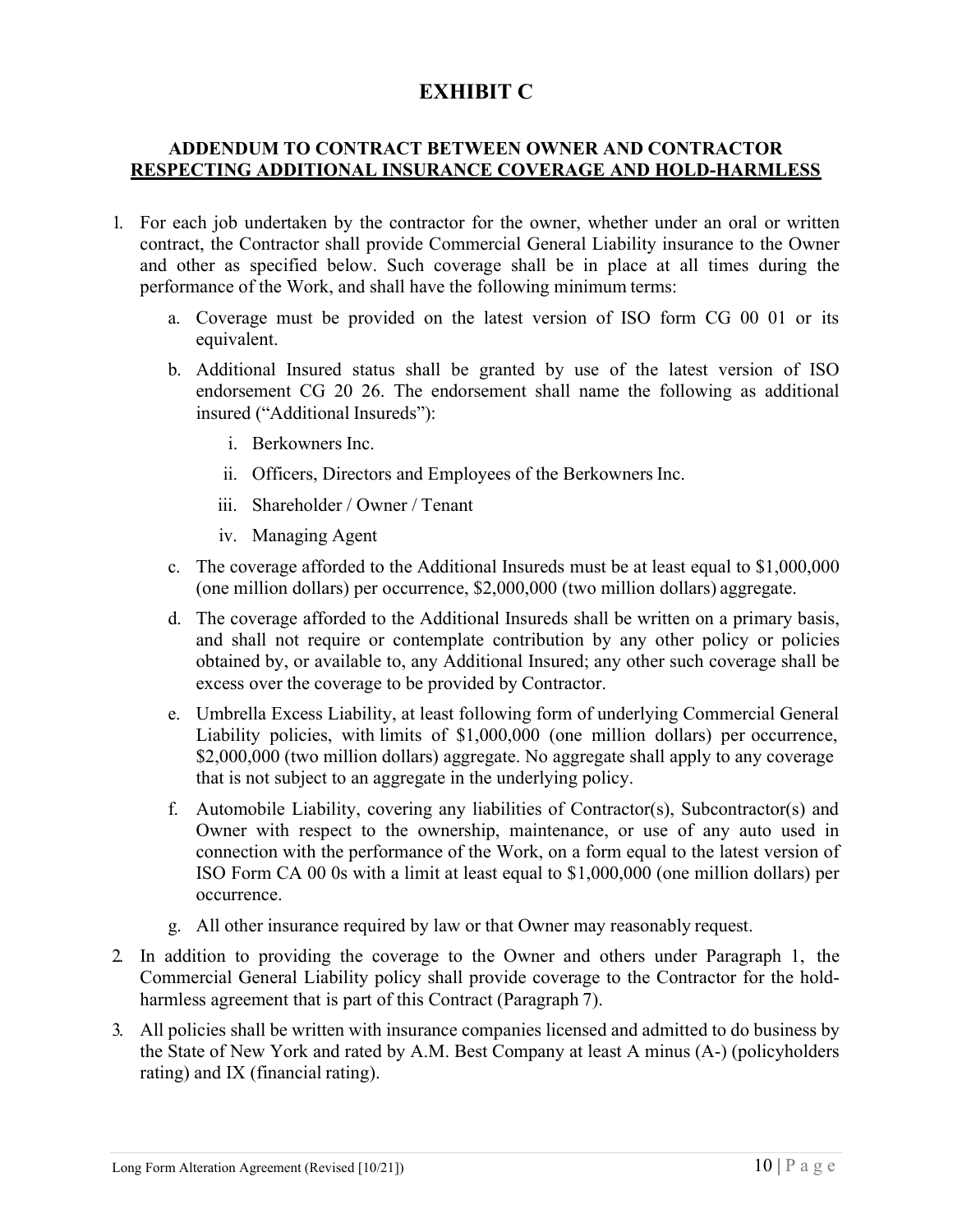# EXHIBIT C

## ADDENDUM TO CONTRACT BETWEEN OWNER AND CONTRACTOR <u>RESPECTING ADDITIONAL INSURANCE COVERAGE AND HOLD-HARMLESS</u>

1. For each job undertaken by the contractor for the owner, whether under an oral or written contract, the Contractor shall provide Commercial General Liability insurance to the Owner and other as specified below. Such coverage shall be in place at all times during the performance of the Work, and shall have the following minimum terms:
   a. Coverage must be provided on the latest version of ISO form CG 00 01 or its equivalent.
   b. Additional Insured status shall be granted by use of the latest version of ISO endorsement CG 20 26. The endorsement shall name the following as additional insured ("Additional Insureds"):
      i. Berkowners Inc.
      ii. Officers, Directors and Employees of the Berkowners Inc.
      iii. Shareholder / Owner / Tenant
      iv. Managing Agent
   c. The coverage afforded to the Additional Insureds must be at least equal to $1,000,000 (one million dollars) per occurrence, $2,000,000 (two million dollars) aggregate.
   d. The coverage afforded to the Additional Insureds shall be written on a primary basis, and shall not require or contemplate contribution by any other policy or policies obtained by, or available to, any Additional Insured; any other such coverage shall be excess over the coverage to be provided by Contractor.
   e. Umbrella Excess Liability, at least following form of underlying Commercial General Liability policies, with limits of $1,000,000 (one million dollars) per occurrence, $2,000,000 (two million dollars) aggregate. No aggregate shall apply to any coverage that is not subject to an aggregate in the underlying policy.
   f. Automobile Liability, covering any liabilities of Contractor(s), Subcontractor(s) and Owner with respect to the ownership, maintenance, or use of any auto used in connection with the performance of the Work, on a form equal to the latest version of ISO Form CA 00 0s with a limit at least equal to $1,000,000 (one million dollars) per occurrence.
   g. All other insurance required by law or that Owner may reasonably request.
2. In addition to providing the coverage to the Owner and others under Paragraph 1, the Commercial General Liability policy shall provide coverage to the Contractor for the hold-harmless agreement that is part of this Contract (Paragraph 7).
3. All policies shall be written with insurance companies licensed and admitted to do business by the State of New York and rated by A.M. Best Company at least A minus (A-) (policyholders rating) and IX (financial rating).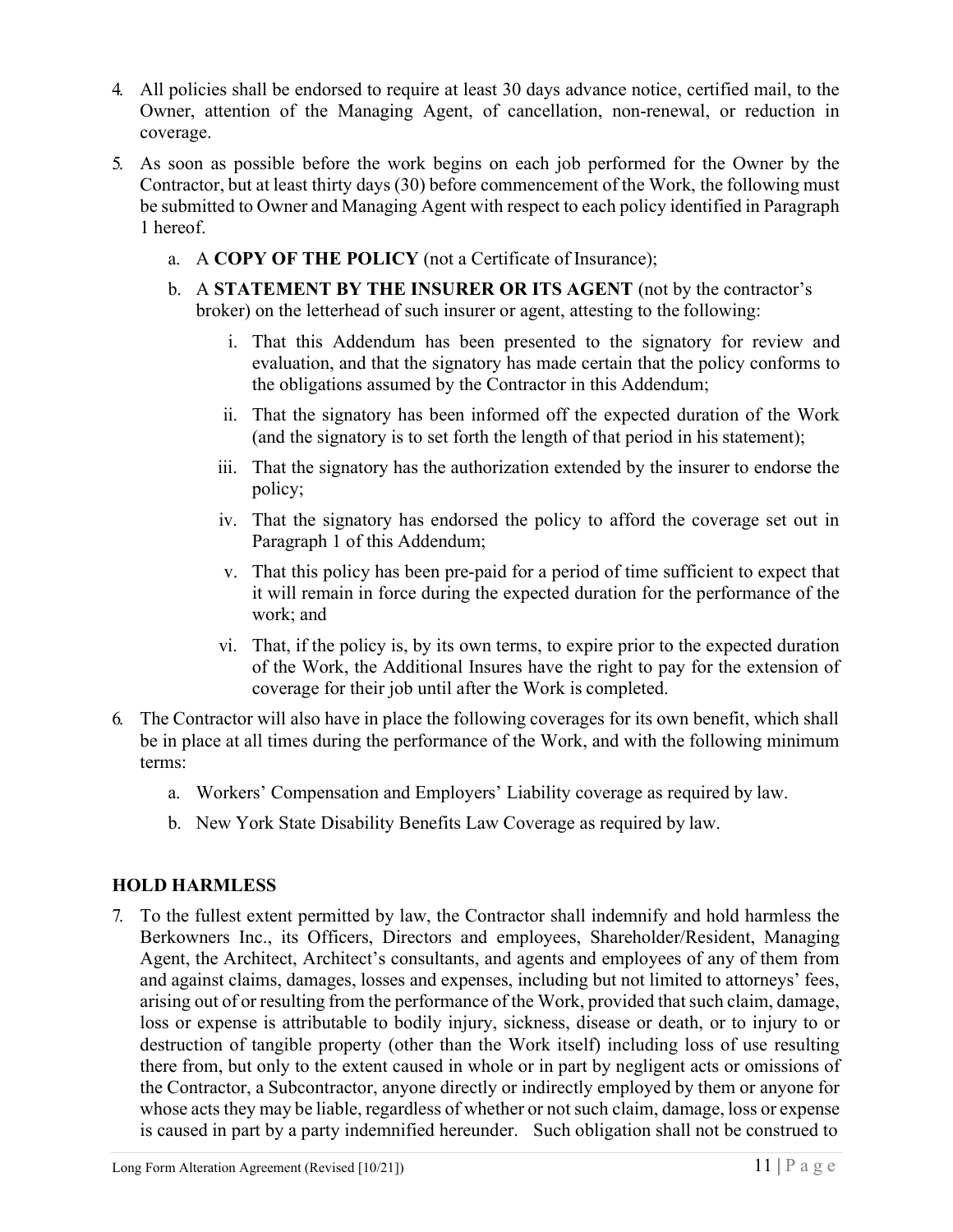4. All policies shall be endorsed to require at least 30 days advance notice, certified mail, to the Owner, attention of the Managing Agent, of cancellation, non-renewal, or reduction in coverage.

5. As soon as possible before the work begins on each job performed for the Owner by the Contractor, but at least thirty days (30) before commencement of the Work, the following must be submitted to Owner and Managing Agent with respect to each policy identified in Paragraph 1 hereof.

   a. A **COPY OF THE POLICY** (not a Certificate of Insurance);

   b. A **STATEMENT BY THE INSURER OR ITS AGENT** (not by the contractor's broker) on the letterhead of such insurer or agent, attesting to the following:

      i. That this Addendum has been presented to the signatory for review and evaluation, and that the signatory has made certain that the policy conforms to the obligations assumed by the Contractor in this Addendum;

      ii. That the signatory has been informed off the expected duration of the Work (and the signatory is to set forth the length of that period in his statement);

      iii. That the signatory has the authorization extended by the insurer to endorse the policy;

      iv. That the signatory has endorsed the policy to afford the coverage set out in Paragraph 1 of this Addendum;

      v. That this policy has been pre-paid for a period of time sufficient to expect that it will remain in force during the expected duration for the performance of the work; and

      vi. That, if the policy is, by its own terms, to expire prior to the expected duration of the Work, the Additional Insures have the right to pay for the extension of coverage for their job until after the Work is completed.

6. The Contractor will also have in place the following coverages for its own benefit, which shall be in place at all times during the performance of the Work, and with the following minimum terms:

   a. Workers' Compensation and Employers' Liability coverage as required by law.

   b. New York State Disability Benefits Law Coverage as required by law.

## HOLD HARMLESS

7. To the fullest extent permitted by law, the Contractor shall indemnify and hold harmless the Berkowners Inc., its Officers, Directors and employees, Shareholder/Resident, Managing Agent, the Architect, Architect's consultants, and agents and employees of any of them from and against claims, damages, losses and expenses, including but not limited to attorneys' fees, arising out of or resulting from the performance of the Work, provided that such claim, damage, loss or expense is attributable to bodily injury, sickness, disease or death, or to injury to or destruction of tangible property (other than the Work itself) including loss of use resulting there from, but only to the extent caused in whole or in part by negligent acts or omissions of the Contractor, a Subcontractor, anyone directly or indirectly employed by them or anyone for whose acts they may be liable, regardless of whether or not such claim, damage, loss or expense is caused in part by a party indemnified hereunder. Such obligation shall not be construed to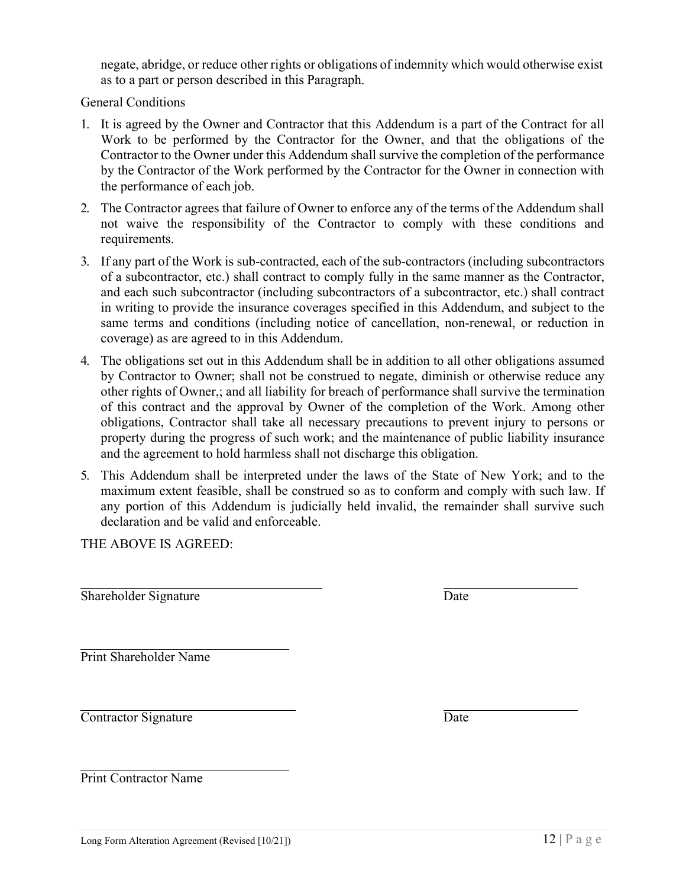negate, abridge, or reduce other rights or obligations of indemnity which would otherwise exist as to a part or person described in this Paragraph.

General Conditions

1. It is agreed by the Owner and Contractor that this Addendum is a part of the Contract for all Work to be performed by the Contractor for the Owner, and that the obligations of the Contractor to the Owner under this Addendum shall survive the completion of the performance by the Contractor of the Work performed by the Contractor for the Owner in connection with the performance of each job.
2. The Contractor agrees that failure of Owner to enforce any of the terms of the Addendum shall not waive the responsibility of the Contractor to comply with these conditions and requirements.
3. If any part of the Work is sub-contracted, each of the sub-contractors (including subcontractors of a subcontractor, etc.) shall contract to comply fully in the same manner as the Contractor, and each such subcontractor (including subcontractors of a subcontractor, etc.) shall contract in writing to provide the insurance coverages specified in this Addendum, and subject to the same terms and conditions (including notice of cancellation, non-renewal, or reduction in coverage) as are agreed to in this Addendum.
4. The obligations set out in this Addendum shall be in addition to all other obligations assumed by Contractor to Owner; shall not be construed to negate, diminish or otherwise reduce any other rights of Owner,; and all liability for breach of performance shall survive the termination of this contract and the approval by Owner of the completion of the Work. Among other obligations, Contractor shall take all necessary precautions to prevent injury to persons or property during the progress of such work; and the maintenance of public liability insurance and the agreement to hold harmless shall not discharge this obligation.
5. This Addendum shall be interpreted under the laws of the State of New York; and to the maximum extent feasible, shall be construed so as to conform and comply with such law. If any portion of this Addendum is judicially held invalid, the remainder shall survive such declaration and be valid and enforceable.

THE ABOVE IS AGREED:

\_\_\_\_\_\_\_\_\_\_\_\_\_\_\_\_\_\_\_\_\_\_\_\_\_\_\_\_\_\_\_\_\_\_\_\_ \_\_\_\_\_\_\_\_\_\_\_\_\_\_\_\_\_\_\_\_
Shareholder Signature Date

\_\_\_\_\_\_\_\_\_\_\_\_\_\_\_\_\_\_\_\_\_\_\_\_\_\_\_\_\_\_\_\_
Print Shareholder Name

\_\_\_\_\_\_\_\_\_\_\_\_\_\_\_\_\_\_\_\_\_\_\_\_\_\_\_\_\_\_\_\_ \_\_\_\_\_\_\_\_\_\_\_\_\_\_\_\_\_\_\_\_
Contractor Signature Date

\_\_\_\_\_\_\_\_\_\_\_\_\_\_\_\_\_\_\_\_\_\_\_\_\_\_\_\_\_\_\_\_
Print Contractor Name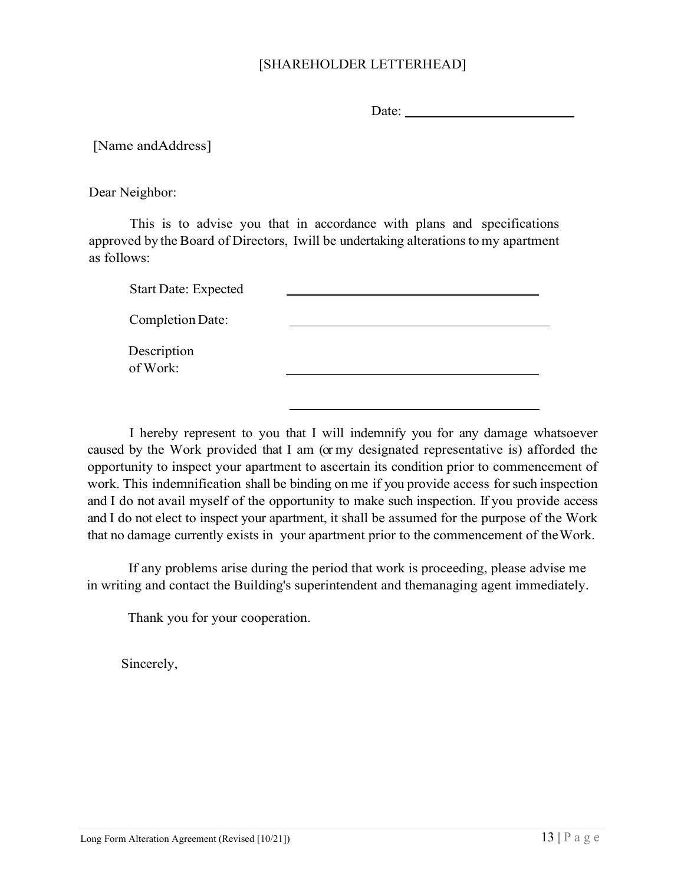[SHAREHOLDER LETTERHEAD]

Date: ______________________

[Name andAddress]

Dear Neighbor:

This is to advise you that in accordance with plans and specifications approved by the Board of Directors, Iwill be undertaking alterations to my apartment as follows:

Start Date: Expected ______________________________

Completion Date: ______________________________

Description of Work: ______________________________

______________________________

I hereby represent to you that I will indemnify you for any damage whatsoever caused by the Work provided that I am (or my designated representative is) afforded the opportunity to inspect your apartment to ascertain its condition prior to commencement of work. This indemnification shall be binding on me if you provide access for such inspection and I do not avail myself of the opportunity to make such inspection. If you provide access and I do not elect to inspect your apartment, it shall be assumed for the purpose of the Work that no damage currently exists in your apartment prior to the commencement of theWork.

If any problems arise during the period that work is proceeding, please advise me in writing and contact the Building's superintendent and themanaging agent immediately.

Thank you for your cooperation.

Sincerely,